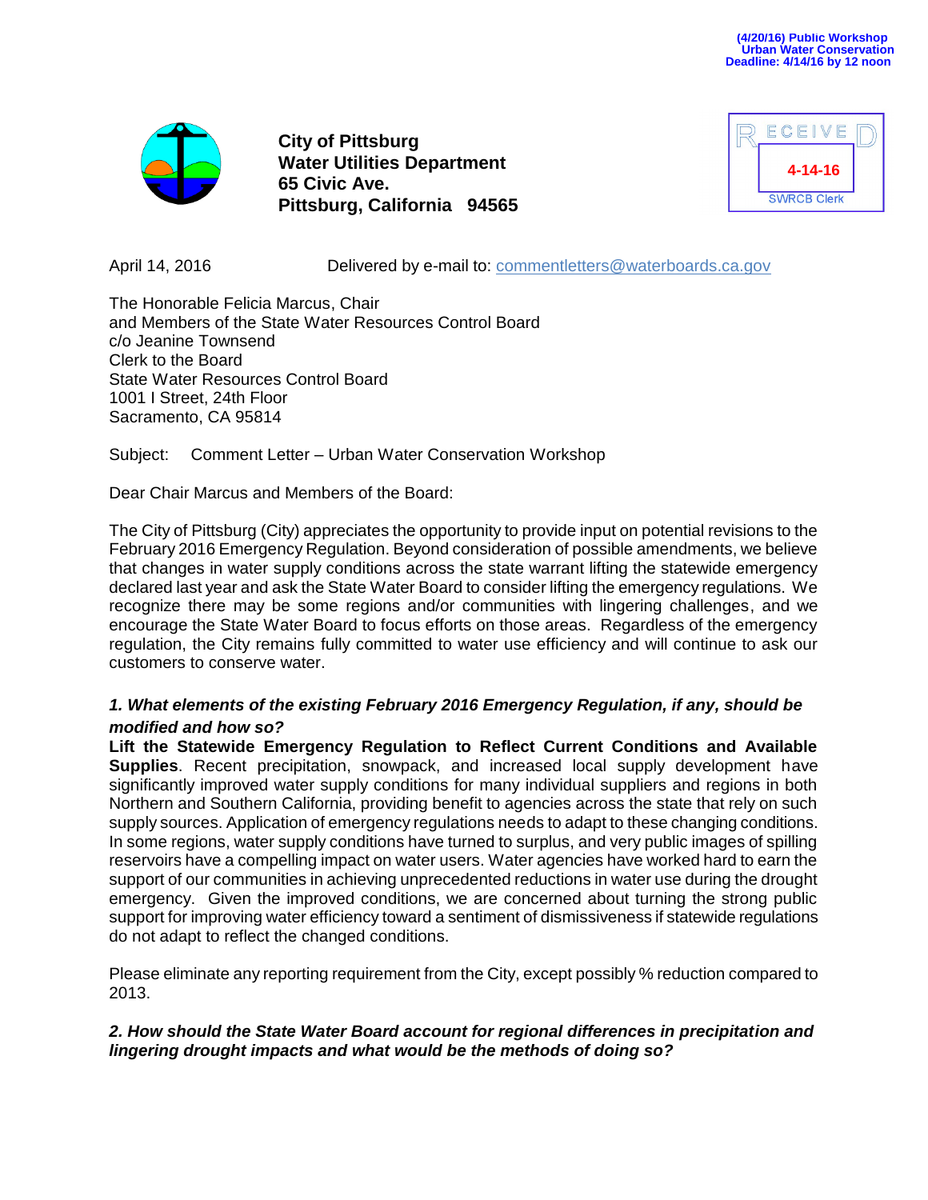(4/20/16) Public Workshop
Urban Water Conservation
Deadline: 4/14/16 by 12 noon

**City of Pittsburg**
**Water Utilities Department**
**65 Civic Ave.**
**Pittsburg, California 94565**

RECEIVED
4-14-16
SWRCB Clerk

April 14, 2016 Delivered by e-mail to: commentletters@waterboards.ca.gov

The Honorable Felicia Marcus, Chair
and Members of the State Water Resources Control Board
c/o Jeanine Townsend
Clerk to the Board
State Water Resources Control Board
1001 I Street, 24th Floor
Sacramento, CA 95814

Subject: Comment Letter – Urban Water Conservation Workshop

Dear Chair Marcus and Members of the Board:

The City of Pittsburg (City) appreciates the opportunity to provide input on potential revisions to the February 2016 Emergency Regulation. Beyond consideration of possible amendments, we believe that changes in water supply conditions across the state warrant lifting the statewide emergency declared last year and ask the State Water Board to consider lifting the emergency regulations. We recognize there may be some regions and/or communities with lingering challenges, and we encourage the State Water Board to focus efforts on those areas. Regardless of the emergency regulation, the City remains fully committed to water use efficiency and will continue to ask our customers to conserve water.

***1. What elements of the existing February 2016 Emergency Regulation, if any, should be modified and how so?***

**Lift the Statewide Emergency Regulation to Reflect Current Conditions and Available Supplies**. Recent precipitation, snowpack, and increased local supply development have significantly improved water supply conditions for many individual suppliers and regions in both Northern and Southern California, providing benefit to agencies across the state that rely on such supply sources. Application of emergency regulations needs to adapt to these changing conditions. In some regions, water supply conditions have turned to surplus, and very public images of spilling reservoirs have a compelling impact on water users. Water agencies have worked hard to earn the support of our communities in achieving unprecedented reductions in water use during the drought emergency. Given the improved conditions, we are concerned about turning the strong public support for improving water efficiency toward a sentiment of dismissiveness if statewide regulations do not adapt to reflect the changed conditions.

Please eliminate any reporting requirement from the City, except possibly % reduction compared to 2013.

***2. How should the State Water Board account for regional differences in precipitation and lingering drought impacts and what would be the methods of doing so?***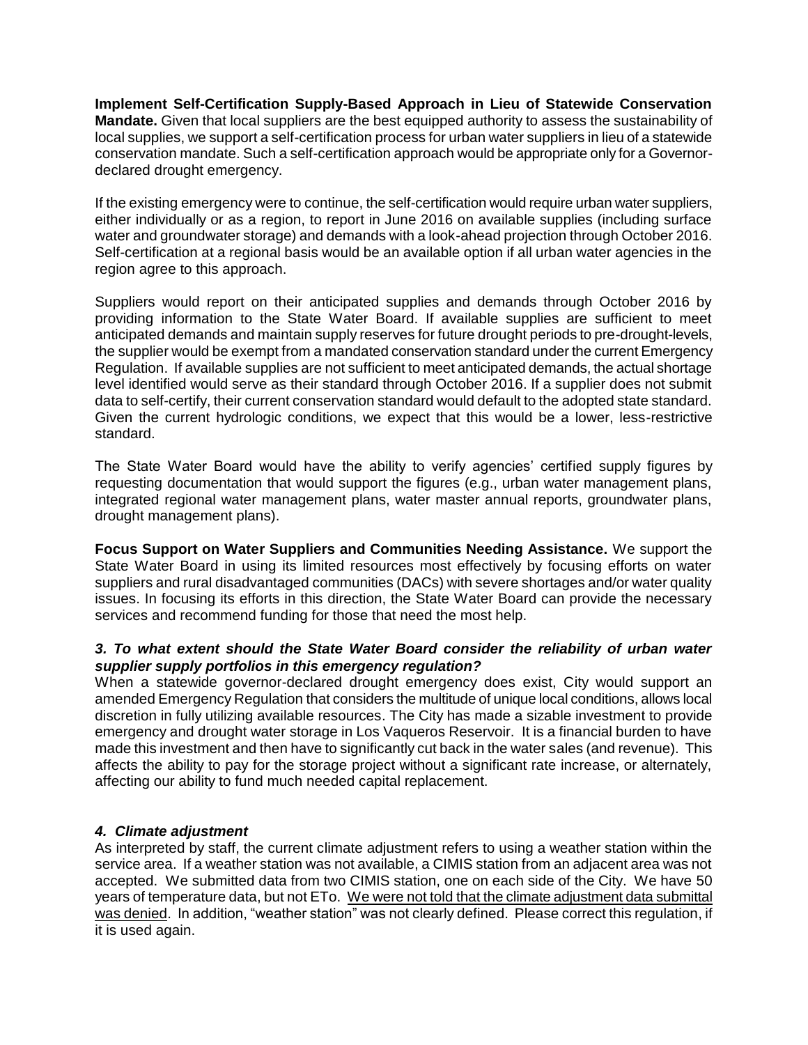**Implement Self-Certification Supply-Based Approach in Lieu of Statewide Conservation Mandate.** Given that local suppliers are the best equipped authority to assess the sustainability of local supplies, we support a self-certification process for urban water suppliers in lieu of a statewide conservation mandate. Such a self-certification approach would be appropriate only for a Governor-declared drought emergency.

If the existing emergency were to continue, the self-certification would require urban water suppliers, either individually or as a region, to report in June 2016 on available supplies (including surface water and groundwater storage) and demands with a look-ahead projection through October 2016. Self-certification at a regional basis would be an available option if all urban water agencies in the region agree to this approach.

Suppliers would report on their anticipated supplies and demands through October 2016 by providing information to the State Water Board. If available supplies are sufficient to meet anticipated demands and maintain supply reserves for future drought periods to pre-drought-levels, the supplier would be exempt from a mandated conservation standard under the current Emergency Regulation. If available supplies are not sufficient to meet anticipated demands, the actual shortage level identified would serve as their standard through October 2016. If a supplier does not submit data to self-certify, their current conservation standard would default to the adopted state standard. Given the current hydrologic conditions, we expect that this would be a lower, less-restrictive standard.

The State Water Board would have the ability to verify agencies' certified supply figures by requesting documentation that would support the figures (e.g., urban water management plans, integrated regional water management plans, water master annual reports, groundwater plans, drought management plans).

**Focus Support on Water Suppliers and Communities Needing Assistance.** We support the State Water Board in using its limited resources most effectively by focusing efforts on water suppliers and rural disadvantaged communities (DACs) with severe shortages and/or water quality issues. In focusing its efforts in this direction, the State Water Board can provide the necessary services and recommend funding for those that need the most help.

***3. To what extent should the State Water Board consider the reliability of urban water supplier supply portfolios in this emergency regulation?***

When a statewide governor-declared drought emergency does exist, City would support an amended Emergency Regulation that considers the multitude of unique local conditions, allows local discretion in fully utilizing available resources. The City has made a sizable investment to provide emergency and drought water storage in Los Vaqueros Reservoir. It is a financial burden to have made this investment and then have to significantly cut back in the water sales (and revenue). This affects the ability to pay for the storage project without a significant rate increase, or alternately, affecting our ability to fund much needed capital replacement.

***4. Climate adjustment***

As interpreted by staff, the current climate adjustment refers to using a weather station within the service area. If a weather station was not available, a CIMIS station from an adjacent area was not accepted. We submitted data from two CIMIS station, one on each side of the City. We have 50 years of temperature data, but not ETo. <u>We were not told that the climate adjustment data submittal was denied</u>. In addition, "weather station" was not clearly defined. Please correct this regulation, if it is used again.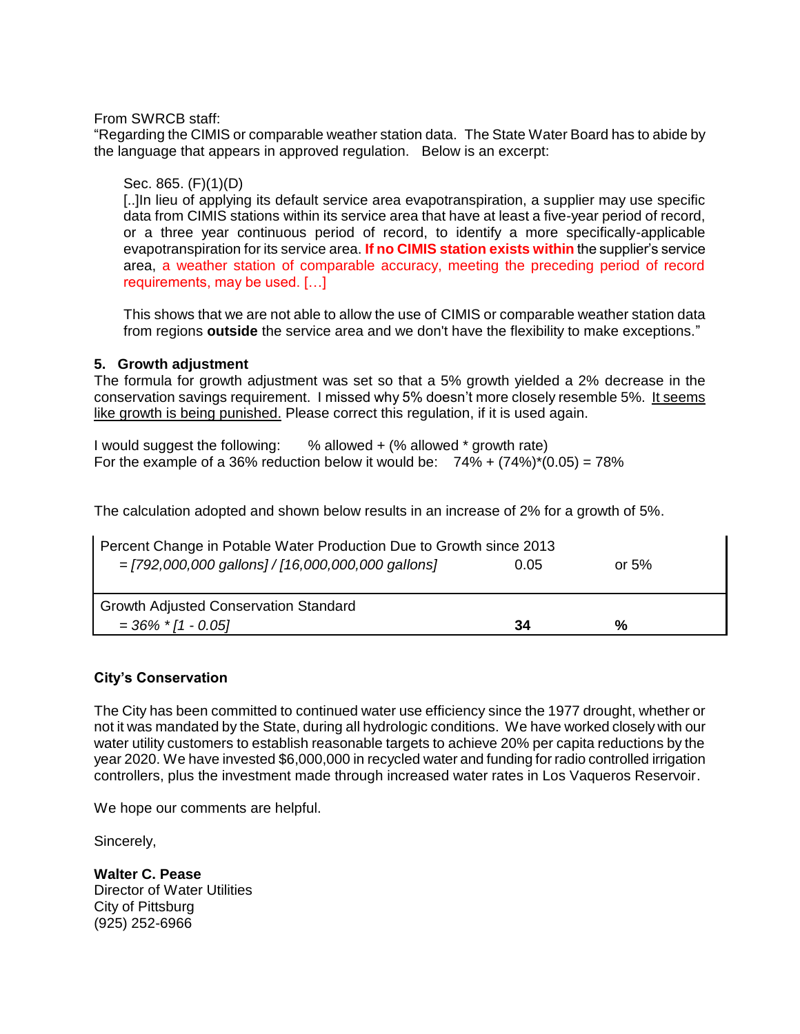From SWRCB staff:
"Regarding the CIMIS or comparable weather station data. The State Water Board has to abide by the language that appears in approved regulation. Below is an excerpt:

> Sec. 865. (F)(1)(D)
> [..]In lieu of applying its default service area evapotranspiration, a supplier may use specific data from CIMIS stations within its service area that have at least a five-year period of record, or a three year continuous period of record, to identify a more specifically-applicable evapotranspiration for its service area. **If no CIMIS station exists within** the supplier's service area, a weather station of comparable accuracy, meeting the preceding period of record requirements, may be used. […]
>
> This shows that we are not able to allow the use of CIMIS or comparable weather station data from regions **outside** the service area and we don't have the flexibility to make exceptions."

**5. Growth adjustment**

The formula for growth adjustment was set so that a 5% growth yielded a 2% decrease in the conservation savings requirement. I missed why 5% doesn't more closely resemble 5%. It seems like growth is being punished. Please correct this regulation, if it is used again.

I would suggest the following: % allowed + (% allowed * growth rate)
For the example of a 36% reduction below it would be: 74% + (74%)*(0.05) = 78%

The calculation adopted and shown below results in an increase of 2% for a growth of 5%.

| | | |
|---|---|---|
| Percent Change in Potable Water Production Due to Growth since 2013<br>*= [792,000,000 gallons] / [16,000,000,000 gallons]* | 0.05 | or 5% |
| Growth Adjusted Conservation Standard<br>*= 36% * [1 - 0.05]* | **34** | **%** |

**City's Conservation**

The City has been committed to continued water use efficiency since the 1977 drought, whether or not it was mandated by the State, during all hydrologic conditions. We have worked closely with our water utility customers to establish reasonable targets to achieve 20% per capita reductions by the year 2020. We have invested $6,000,000 in recycled water and funding for radio controlled irrigation controllers, plus the investment made through increased water rates in Los Vaqueros Reservoir.

We hope our comments are helpful.

Sincerely,

**Walter C. Pease**
Director of Water Utilities
City of Pittsburg
(925) 252-6966